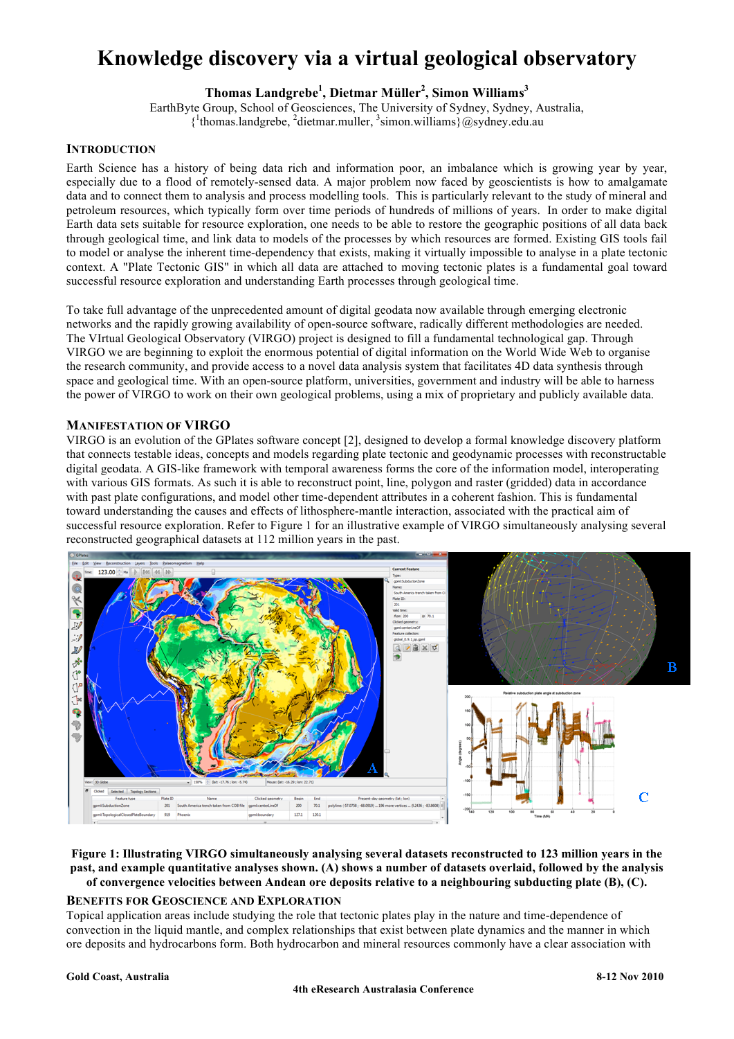# Knowledge discovery via a virtual geological observatory

**Thomas Landgrebe[1], Dietmar Müller[2], Simon Williams[3]**

EarthByte Group, School of Geosciences, The University of Sydney, Sydney, Australia,
{[1]thomas.landgrebe, [2]dietmar.muller, [3]simon.williams}@sydney.edu.au

## INTRODUCTION

Earth Science has a history of being data rich and information poor, an imbalance which is growing year by year, especially due to a flood of remotely-sensed data. A major problem now faced by geoscientists is how to amalgamate data and to connect them to analysis and process modelling tools. This is particularly relevant to the study of mineral and petroleum resources, which typically form over time periods of hundreds of millions of years. In order to make digital Earth data sets suitable for resource exploration, one needs to be able to restore the geographic positions of all data back through geological time, and link data to models of the processes by which resources are formed. Existing GIS tools fail to model or analyse the inherent time-dependency that exists, making it virtually impossible to analyse in a plate tectonic context. A "Plate Tectonic GIS" in which all data are attached to moving tectonic plates is a fundamental goal toward successful resource exploration and understanding Earth processes through geological time.

To take full advantage of the unprecedented amount of digital geodata now available through emerging electronic networks and the rapidly growing availability of open-source software, radically different methodologies are needed. The VIrtual Geological Observatory (VIRGO) project is designed to fill a fundamental technological gap. Through VIRGO we are beginning to exploit the enormous potential of digital information on the World Wide Web to organise the research community, and provide access to a novel data analysis system that facilitates 4D data synthesis through space and geological time. With an open-source platform, universities, government and industry will be able to harness the power of VIRGO to work on their own geological problems, using a mix of proprietary and publicly available data.

## MANIFESTATION OF VIRGO

VIRGO is an evolution of the GPlates software concept [2], designed to develop a formal knowledge discovery platform that connects testable ideas, concepts and models regarding plate tectonic and geodynamic processes with reconstructable digital geodata. A GIS-like framework with temporal awareness forms the core of the information model, interoperating with various GIS formats. As such it is able to reconstruct point, line, polygon and raster (gridded) data in accordance with past plate configurations, and model other time-dependent attributes in a coherent fashion. This is fundamental toward understanding the causes and effects of lithosphere-mantle interaction, associated with the practical aim of successful resource exploration. Refer to Figure 1 for an illustrative example of VIRGO simultaneously analysing several reconstructed geographical datasets at 112 million years in the past.

**Figure 1: Illustrating VIRGO simultaneously analysing several datasets reconstructed to 123 million years in the past, and example quantitative analyses shown. (A) shows a number of datasets overlaid, followed by the analysis of convergence velocities between Andean ore deposits relative to a neighbouring subducting plate (B), (C).**

## BENEFITS FOR GEOSCIENCE AND EXPLORATION

Topical application areas include studying the role that tectonic plates play in the nature and time-dependence of convection in the liquid mantle, and complex relationships that exist between plate dynamics and the manner in which ore deposits and hydrocarbons form. Both hydrocarbon and mineral resources commonly have a clear association with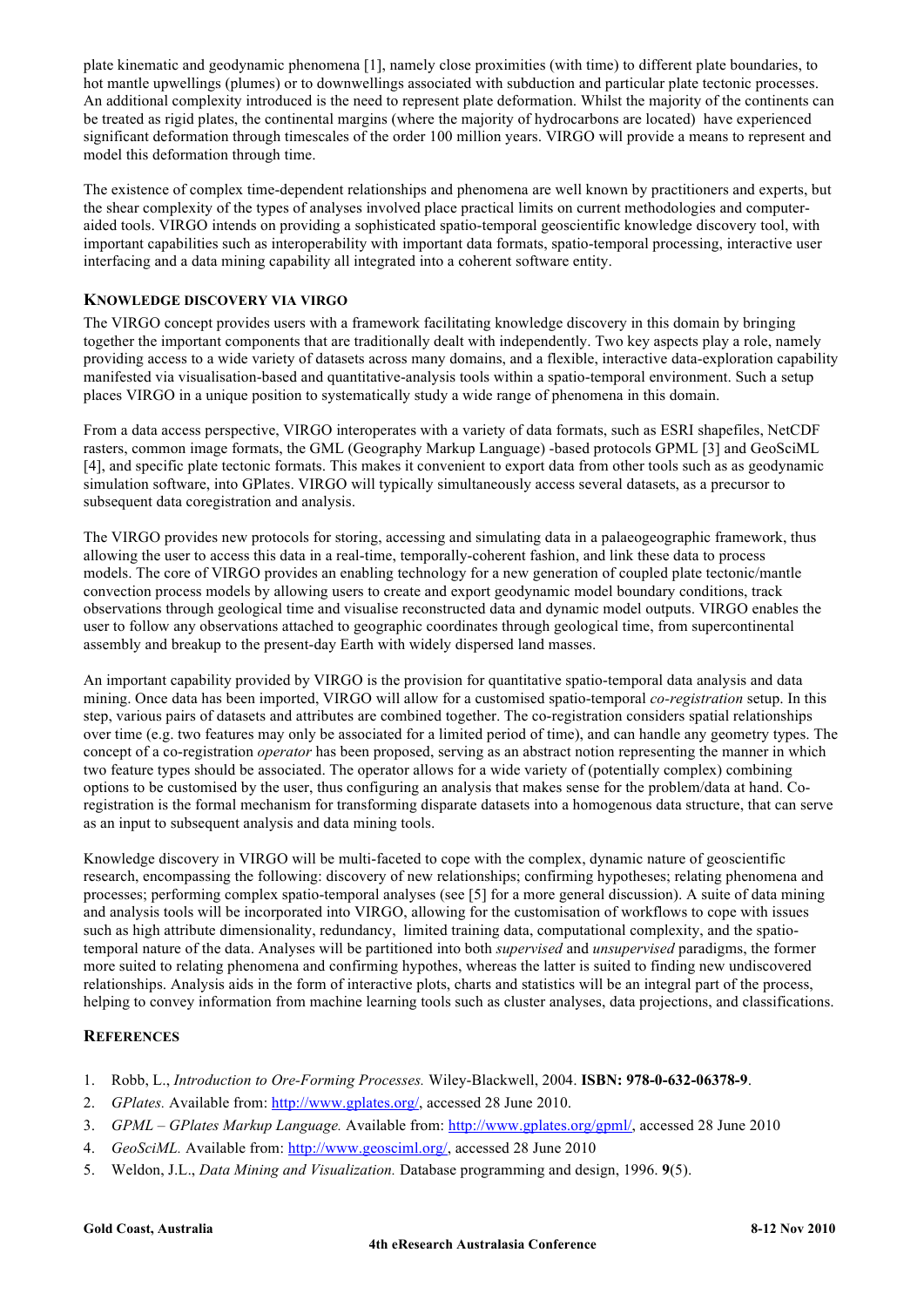plate kinematic and geodynamic phenomena [1], namely close proximities (with time) to different plate boundaries, to hot mantle upwellings (plumes) or to downwellings associated with subduction and particular plate tectonic processes. An additional complexity introduced is the need to represent plate deformation. Whilst the majority of the continents can be treated as rigid plates, the continental margins (where the majority of hydrocarbons are located) have experienced significant deformation through timescales of the order 100 million years. VIRGO will provide a means to represent and model this deformation through time.

The existence of complex time-dependent relationships and phenomena are well known by practitioners and experts, but the shear complexity of the types of analyses involved place practical limits on current methodologies and computer-aided tools. VIRGO intends on providing a sophisticated spatio-temporal geoscientific knowledge discovery tool, with important capabilities such as interoperability with important data formats, spatio-temporal processing, interactive user interfacing and a data mining capability all integrated into a coherent software entity.

## KNOWLEDGE DISCOVERY VIA VIRGO

The VIRGO concept provides users with a framework facilitating knowledge discovery in this domain by bringing together the important components that are traditionally dealt with independently. Two key aspects play a role, namely providing access to a wide variety of datasets across many domains, and a flexible, interactive data-exploration capability manifested via visualisation-based and quantitative-analysis tools within a spatio-temporal environment. Such a setup places VIRGO in a unique position to systematically study a wide range of phenomena in this domain.

From a data access perspective, VIRGO interoperates with a variety of data formats, such as ESRI shapefiles, NetCDF rasters, common image formats, the GML (Geography Markup Language) -based protocols GPML [3] and GeoSciML [4], and specific plate tectonic formats. This makes it convenient to export data from other tools such as as geodynamic simulation software, into GPlates. VIRGO will typically simultaneously access several datasets, as a precursor to subsequent data coregistration and analysis.

The VIRGO provides new protocols for storing, accessing and simulating data in a palaeogeographic framework, thus allowing the user to access this data in a real-time, temporally-coherent fashion, and link these data to process models. The core of VIRGO provides an enabling technology for a new generation of coupled plate tectonic/mantle convection process models by allowing users to create and export geodynamic model boundary conditions, track observations through geological time and visualise reconstructed data and dynamic model outputs. VIRGO enables the user to follow any observations attached to geographic coordinates through geological time, from supercontinental assembly and breakup to the present-day Earth with widely dispersed land masses.

An important capability provided by VIRGO is the provision for quantitative spatio-temporal data analysis and data mining. Once data has been imported, VIRGO will allow for a customised spatio-temporal *co-registration* setup. In this step, various pairs of datasets and attributes are combined together. The co-registration considers spatial relationships over time (e.g. two features may only be associated for a limited period of time), and can handle any geometry types. The concept of a co-registration *operator* has been proposed, serving as an abstract notion representing the manner in which two feature types should be associated. The operator allows for a wide variety of (potentially complex) combining options to be customised by the user, thus configuring an analysis that makes sense for the problem/data at hand. Co-registration is the formal mechanism for transforming disparate datasets into a homogenous data structure, that can serve as an input to subsequent analysis and data mining tools.

Knowledge discovery in VIRGO will be multi-faceted to cope with the complex, dynamic nature of geoscientific research, encompassing the following: discovery of new relationships; confirming hypotheses; relating phenomena and processes; performing complex spatio-temporal analyses (see [5] for a more general discussion). A suite of data mining and analysis tools will be incorporated into VIRGO, allowing for the customisation of workflows to cope with issues such as high attribute dimensionality, redundancy, limited training data, computational complexity, and the spatio-temporal nature of the data. Analyses will be partitioned into both *supervised* and *unsupervised* paradigms, the former more suited to relating phenomena and confirming hypothes, whereas the latter is suited to finding new undiscovered relationships. Analysis aids in the form of interactive plots, charts and statistics will be an integral part of the process, helping to convey information from machine learning tools such as cluster analyses, data projections, and classifications.

## REFERENCES

1. Robb, L., *Introduction to Ore-Forming Processes.* Wiley-Blackwell, 2004. **ISBN: 978-0-632-06378-9**.
2. *GPlates.* Available from: http://www.gplates.org/, accessed 28 June 2010.
3. *GPML – GPlates Markup Language.* Available from: http://www.gplates.org/gpml/, accessed 28 June 2010
4. *GeoSciML.* Available from: http://www.geosciml.org/, accessed 28 June 2010
5. Weldon, J.L., *Data Mining and Visualization.* Database programming and design, 1996. **9**(5).